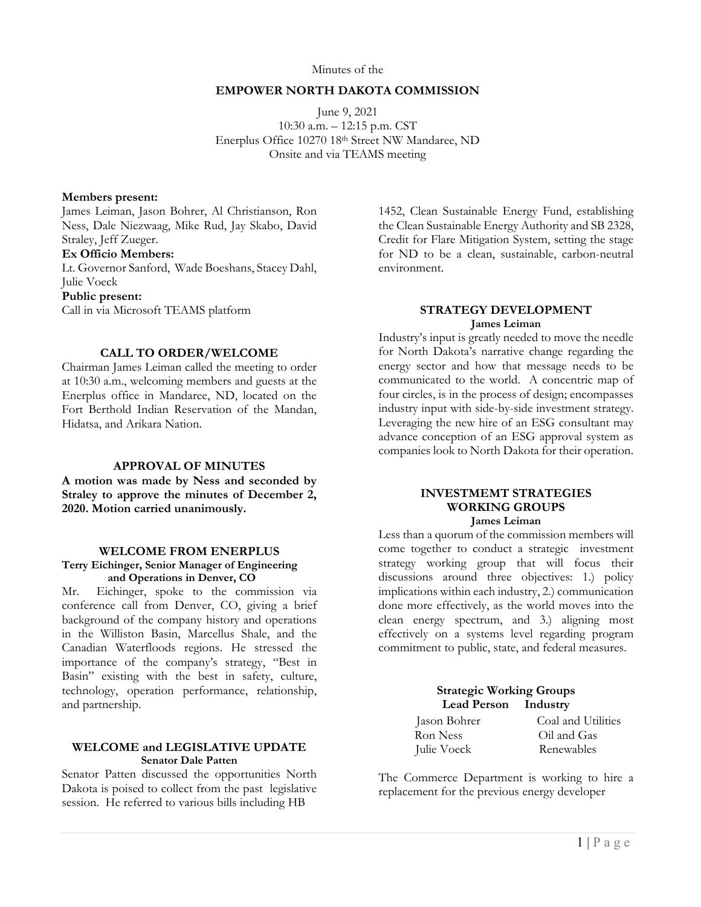Minutes of the

# EMPOWER NORTH DAKOTA COMMISSION

June 9, 2021
10:30 a.m. – 12:15 p.m. CST
Enerplus Office 10270 18th Street NW Mandaree, ND
Onsite and via TEAMS meeting

**Members present:**
James Leiman, Jason Bohrer, Al Christianson, Ron Ness, Dale Niezwaag, Mike Rud, Jay Skabo, David Straley, Jeff Zueger.

**Ex Officio Members:**
Lt. Governor Sanford, Wade Boeshans, Stacey Dahl, Julie Voeck

**Public present:**
Call in via Microsoft TEAMS platform

## CALL TO ORDER/WELCOME

Chairman James Leiman called the meeting to order at 10:30 a.m., welcoming members and guests at the Enerplus office in Mandaree, ND, located on the Fort Berthold Indian Reservation of the Mandan, Hidatsa, and Arikara Nation.

## APPROVAL OF MINUTES

**A motion was made by Ness and seconded by Straley to approve the minutes of December 2, 2020. Motion carried unanimously.**

## WELCOME FROM ENERPLUS

**Terry Eichinger, Senior Manager of Engineering and Operations in Denver, CO**

Mr. Eichinger, spoke to the commission via conference call from Denver, CO, giving a brief background of the company history and operations in the Williston Basin, Marcellus Shale, and the Canadian Waterfloods regions. He stressed the importance of the company's strategy, "Best in Basin" existing with the best in safety, culture, technology, operation performance, relationship, and partnership.

## WELCOME and LEGISLATIVE UPDATE

**Senator Dale Patten**

Senator Patten discussed the opportunities North Dakota is poised to collect from the past legislative session. He referred to various bills including HB 1452, Clean Sustainable Energy Fund, establishing the Clean Sustainable Energy Authority and SB 2328, Credit for Flare Mitigation System, setting the stage for ND to be a clean, sustainable, carbon-neutral environment.

## STRATEGY DEVELOPMENT

**James Leiman**

Industry's input is greatly needed to move the needle for North Dakota's narrative change regarding the energy sector and how that message needs to be communicated to the world. A concentric map of four circles, is in the process of design; encompasses industry input with side-by-side investment strategy. Leveraging the new hire of an ESG consultant may advance conception of an ESG approval system as companies look to North Dakota for their operation.

## INVESTMEMT STRATEGIES WORKING GROUPS

**James Leiman**

Less than a quorum of the commission members will come together to conduct a strategic investment strategy working group that will focus their discussions around three objectives: 1.) policy implications within each industry, 2.) communication done more effectively, as the world moves into the clean energy spectrum, and 3.) aligning most effectively on a systems level regarding program commitment to public, state, and federal measures.

**Strategic Working Groups**

| Lead Person | Industry |
|---|---|
| Jason Bohrer | Coal and Utilities |
| Ron Ness | Oil and Gas |
| Julie Voeck | Renewables |

The Commerce Department is working to hire a replacement for the previous energy developer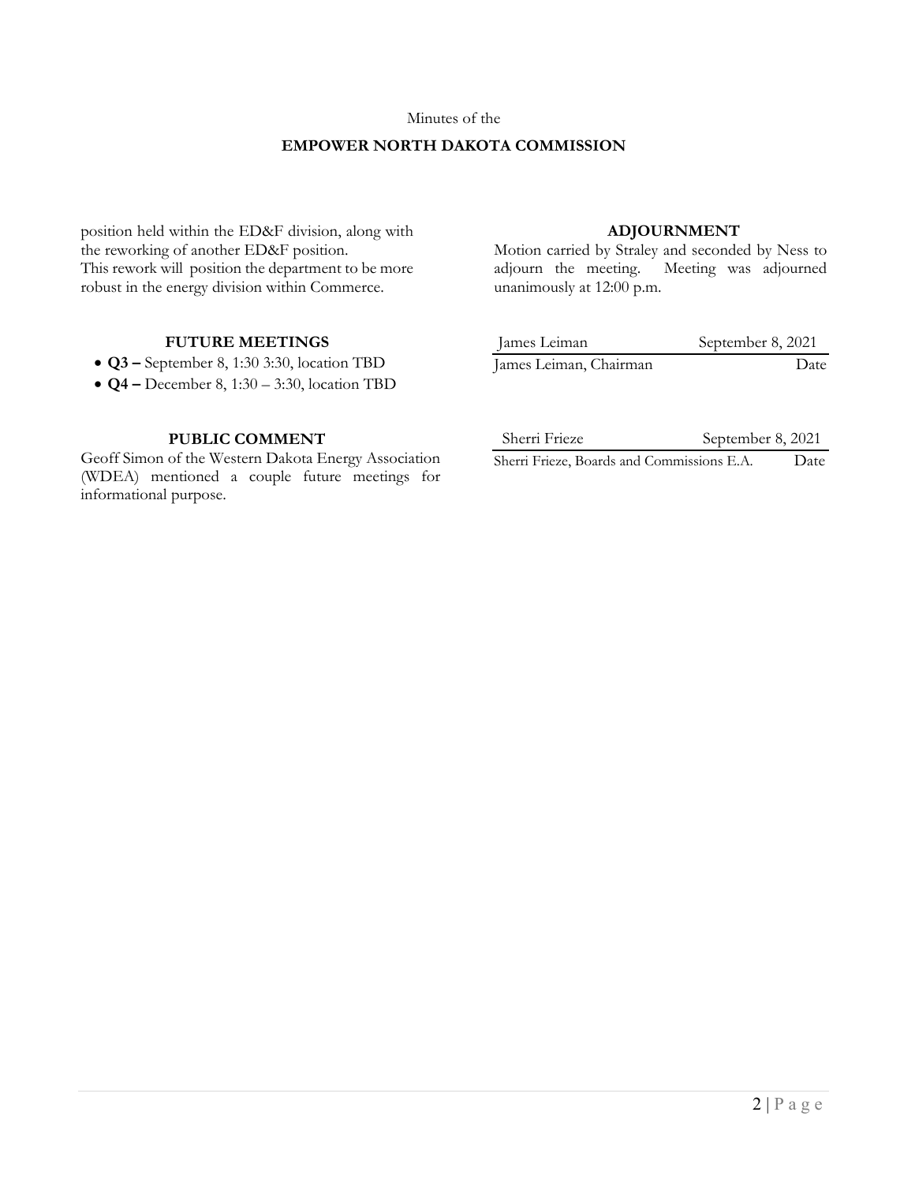Minutes of the

**EMPOWER NORTH DAKOTA COMMISSION**

position held within the ED&F division, along with the reworking of another ED&F position.
This rework will position the department to be more robust in the energy division within Commerce.

## FUTURE MEETINGS

- **Q3 –** September 8, 1:30 3:30, location TBD
- **Q4 –** December 8, 1:30 – 3:30, location TBD

## PUBLIC COMMENT

Geoff Simon of the Western Dakota Energy Association (WDEA) mentioned a couple future meetings for informational purpose.

## ADJOURNMENT

Motion carried by Straley and seconded by Ness to adjourn the meeting. Meeting was adjourned unanimously at 12:00 p.m.

James Leiman September 8, 2021
James Leiman, Chairman Date

Sherri Frieze September 8, 2021
Sherri Frieze, Boards and Commissions E.A. Date